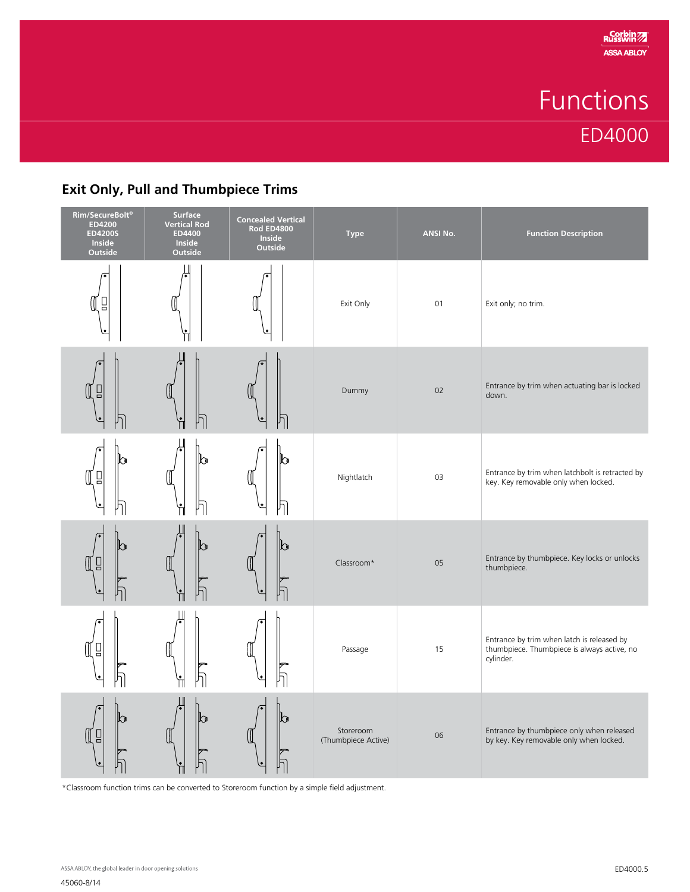# Functions

## ED4000

### Exit Only, Pull and Thumbpiece Trims

| Rim/SecureBolt® ED4200 ED4200S Inside Outside | Surface Vertical Rod ED4400 Inside Outside | Concealed Vertical Rod ED4800 Inside Outside | Type | ANSI No. | Function Description |
|---|---|---|---|---|---|
| | | | Exit Only | 01 | Exit only; no trim. |
| | | | Dummy | 02 | Entrance by trim when actuating bar is locked down. |
| | | | Nightlatch | 03 | Entrance by trim when latchbolt is retracted by key. Key removable only when locked. |
| | | | Classroom* | 05 | Entrance by thumbpiece. Key locks or unlocks thumbpiece. |
| | | | Passage | 15 | Entrance by trim when latch is released by thumbpiece. Thumbpiece is always active, no cylinder. |
| | | | Storeroom (Thumbpiece Active) | 06 | Entrance by thumbpiece only when released by key. Key removable only when locked. |

*Classroom function trims can be converted to Storeroom function by a simple field adjustment.

ASSA ABLOY, the global leader in door opening solutions

45060-8/14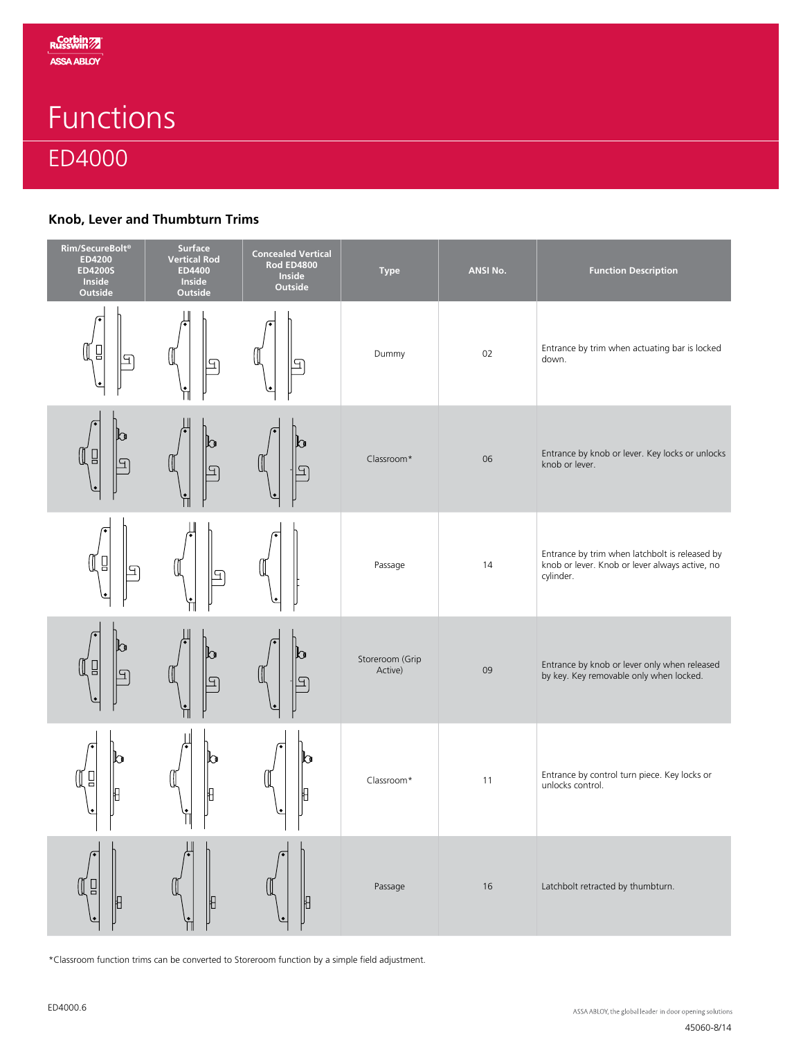# Functions

## ED4000

### Knob, Lever and Thumbturn Trims

| Rim/SecureBolt® ED4200 ED4200S Inside Outside | Surface Vertical Rod ED4400 Inside Outside | Concealed Vertical Rod ED4800 Inside Outside | Type | ANSI No. | Function Description |
|---|---|---|---|---|---|
| | | | Dummy | 02 | Entrance by trim when actuating bar is locked down. |
| | | | Classroom* | 06 | Entrance by knob or lever. Key locks or unlocks knob or lever. |
| | | | Passage | 14 | Entrance by trim when latchbolt is released by knob or lever. Knob or lever always active, no cylinder. |
| | | | Storeroom (Grip Active) | 09 | Entrance by knob or lever only when released by key. Key removable only when locked. |
| | | | Classroom* | 11 | Entrance by control turn piece. Key locks or unlocks control. |
| | | | Passage | 16 | Latchbolt retracted by thumbturn. |

*Classroom function trims can be converted to Storeroom function by a simple field adjustment.

ED4000.6

ASSA ABLOY, the global leader in door opening solutions

45060-8/14